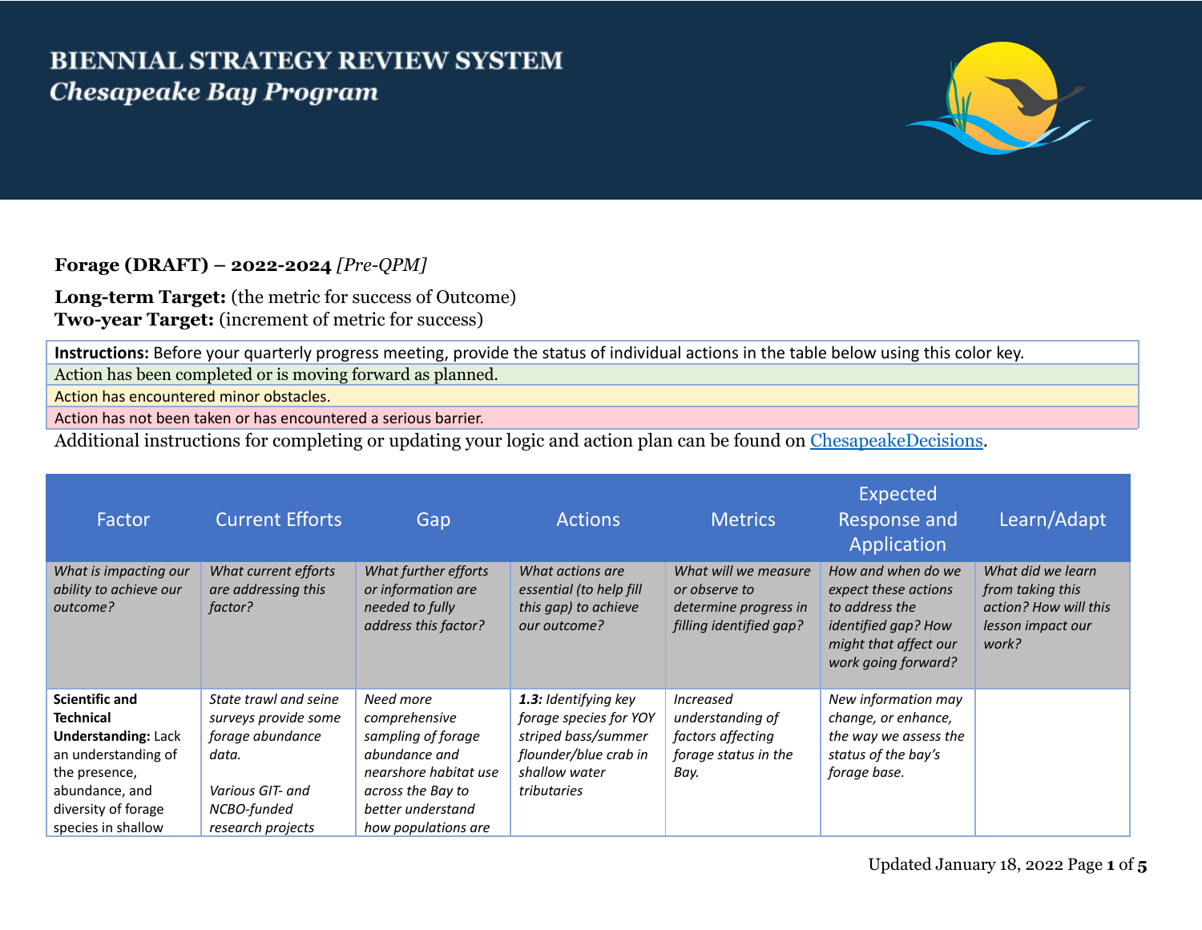# BIENNIAL STRATEGY REVIEW SYSTEM
## *Chesapeake Bay Program*

**Forage (DRAFT) – 2022-2024** *[Pre-QPM]*

**Long-term Target:** (the metric for success of Outcome)
**Two-year Target:** (increment of metric for success)

| **Instructions:** Before your quarterly progress meeting, provide the status of individual actions in the table below using this color key. |
|---|
| Action has been completed or is moving forward as planned. |
| Action has encountered minor obstacles. |
| Action has not been taken or has encountered a serious barrier. |

Additional instructions for completing or updating your logic and action plan can be found on [ChesapeakeDecisions](ChesapeakeDecisions).

| Factor | Current Efforts | Gap | Actions | Metrics | Expected Response and Application | Learn/Adapt |
|---|---|---|---|---|---|---|
| *What is impacting our ability to achieve our outcome?* | *What current efforts are addressing this factor?* | *What further efforts or information are needed to fully address this factor?* | *What actions are essential (to help fill this gap) to achieve our outcome?* | *What will we measure or observe to determine progress in filling identified gap?* | *How and when do we expect these actions to address the identified gap? How might that affect our work going forward?* | *What did we learn from taking this action? How will this lesson impact our work?* |
| **Scientific and Technical Understanding:** Lack an understanding of the presence, abundance, and diversity of forage species in shallow | *State trawl and seine surveys provide some forage abundance data.*<br><br>*Various GIT- and NCBO-funded research projects* | *Need more comprehensive sampling of forage abundance and nearshore habitat use across the Bay to better understand how populations are* | ***1.3:** Identifying key forage species for YOY striped bass/summer flounder/blue crab in shallow water tributaries* | *Increased understanding of factors affecting forage status in the Bay.* | *New information may change, or enhance, the way we assess the status of the bay's forage base.* | |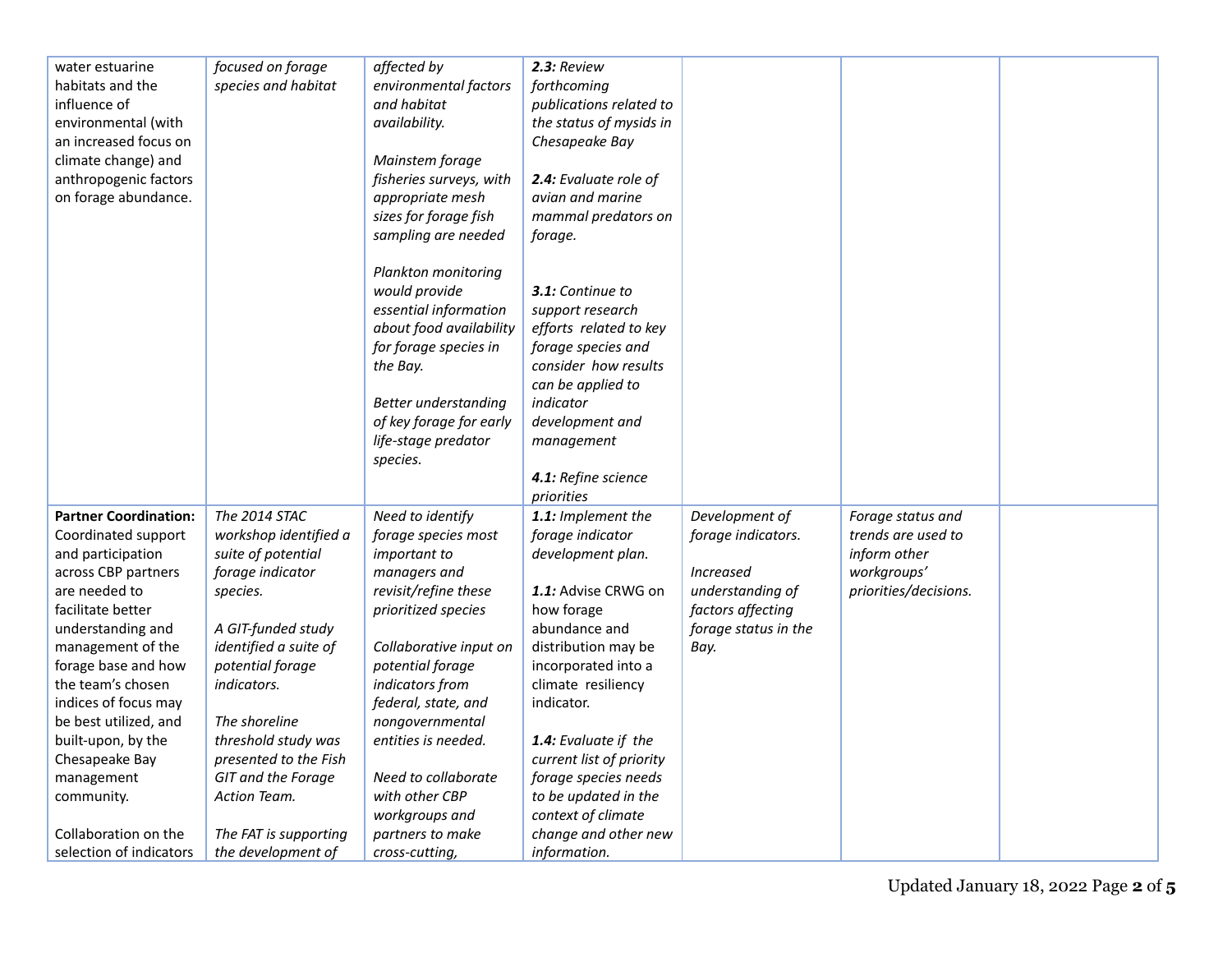| | | | | | | |
|---|---|---|---|---|---|---|
| water estuarine habitats and the influence of environmental (with an increased focus on climate change) and anthropogenic factors on forage abundance. | *focused on forage species and habitat* | *affected by environmental factors and habitat availability.*<br><br>*Mainstem forage fisheries surveys, with appropriate mesh sizes for forage fish sampling are needed*<br><br>*Plankton monitoring would provide essential information about food availability for forage species in the Bay.*<br><br>*Better understanding of key forage for early life-stage predator species.* | ***2.3:** Review forthcoming publications related to the status of mysids in Chesapeake Bay*<br><br>***2.4:** Evaluate role of avian and marine mammal predators on forage.*<br><br>***3.1:** Continue to support research efforts related to key forage species and consider how results can be applied to indicator development and management*<br><br>***4.1:** Refine science priorities* | | | |
| **Partner Coordination:** Coordinated support and participation across CBP partners are needed to facilitate better understanding and management of the forage base and how the team's chosen indices of focus may be best utilized, and built-upon, by the Chesapeake Bay management community.<br><br>Collaboration on the selection of indicators | *The 2014 STAC workshop identified a suite of potential forage indicator species.*<br><br>*A GIT-funded study identified a suite of potential forage indicators.*<br><br>*The shoreline threshold study was presented to the Fish GIT and the Forage Action Team.*<br><br>*The FAT is supporting the development of* | *Need to identify forage species most important to managers and revisit/refine these prioritized species*<br><br>*Collaborative input on potential forage indicators from federal, state, and nongovernmental entities is needed.*<br><br>*Need to collaborate with other CBP workgroups and partners to make cross-cutting,* | ***1.1:** Implement the forage indicator development plan.*<br><br>**1.1:** Advise CRWG on how forage abundance and distribution may be incorporated into a climate resiliency indicator.<br><br>***1.4:** Evaluate if the current list of priority forage species needs to be updated in the context of climate change and other new information.* | *Development of forage indicators.*<br><br>*Increased understanding of factors affecting forage status in the Bay.* | *Forage status and trends are used to inform other workgroups' priorities/decisions.* | |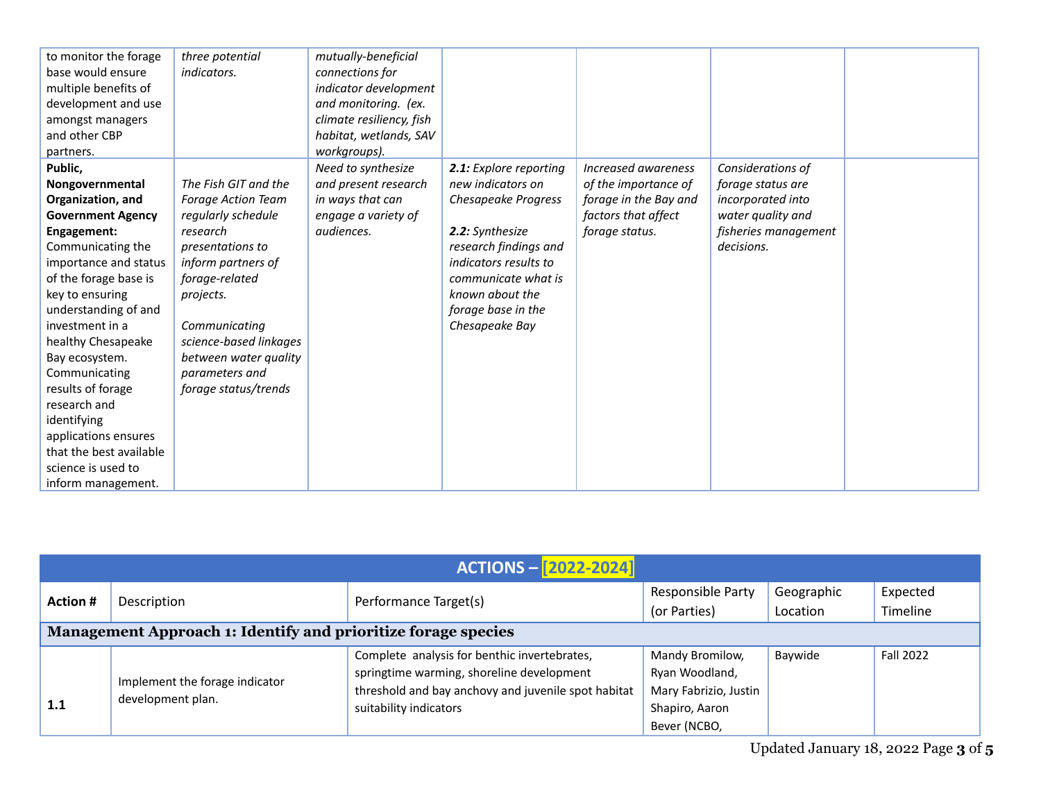| | | | | | | |
|---|---|---|---|---|---|---|
| to monitor the forage base would ensure multiple benefits of development and use amongst managers and other CBP partners. | *three potential indicators.* | *mutually-beneficial connections for indicator development and monitoring. (ex. climate resiliency, fish habitat, wetlands, SAV workgroups).* | | | | |
| **Public, Nongovernmental Organization, and Government Agency Engagement:** Communicating the importance and status of the forage base is key to ensuring understanding of and investment in a healthy Chesapeake Bay ecosystem. Communicating results of forage research and identifying applications ensures that the best available science is used to inform management. | *The Fish GIT and the Forage Action Team regularly schedule research presentations to inform partners of forage-related projects.* *Communicating science-based linkages between water quality parameters and forage status/trends* | *Need to synthesize and present research in ways that can engage a variety of audiences.* | ***2.1:*** *Explore reporting new indicators on Chesapeake Progress* ***2.2:*** *Synthesize research findings and indicators results to communicate what is known about the forage base in the Chesapeake Bay* | *Increased awareness of the importance of forage in the Bay and factors that affect forage status.* | *Considerations of forage status are incorporated into water quality and fisheries management decisions.* | |

| **ACTIONS – [2022-2024]** | | | | | |
|---|---|---|---|---|---|
| **Action #** | Description | Performance Target(s) | Responsible Party (or Parties) | Geographic Location | Expected Timeline |
| **Management Approach 1: Identify and prioritize forage species** | | | | | |
| **1.1** | Implement the forage indicator development plan. | Complete analysis for benthic invertebrates, springtime warming, shoreline development threshold and bay anchovy and juvenile spot habitat suitability indicators | Mandy Bromilow, Ryan Woodland, Mary Fabrizio, Justin Shapiro, Aaron Bever (NCBO, | Baywide | Fall 2022 |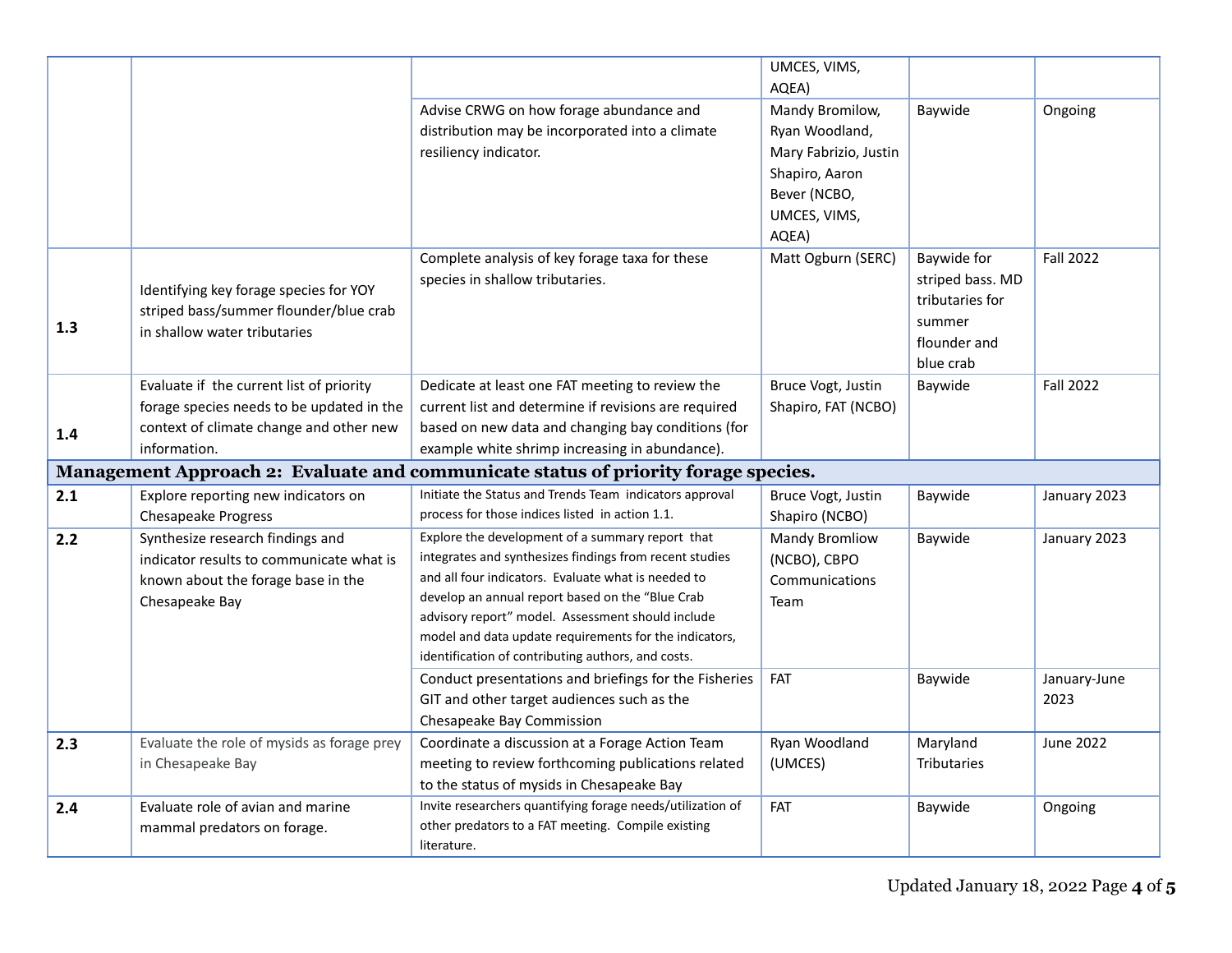| | | | | | |
|---|---|---|---|---|---|
| | | | UMCES, VIMS, AQEA) | | |
| | | Advise CRWG on how forage abundance and distribution may be incorporated into a climate resiliency indicator. | Mandy Bromilow, Ryan Woodland, Mary Fabrizio, Justin Shapiro, Aaron Bever (NCBO, UMCES, VIMS, AQEA) | Baywide | Ongoing |
| **1.3** | Identifying key forage species for YOY striped bass/summer flounder/blue crab in shallow water tributaries | Complete analysis of key forage taxa for these species in shallow tributaries. | Matt Ogburn (SERC) | Baywide for striped bass. MD tributaries for summer flounder and blue crab | Fall 2022 |
| **1.4** | Evaluate if the current list of priority forage species needs to be updated in the context of climate change and other new information. | Dedicate at least one FAT meeting to review the current list and determine if revisions are required based on new data and changing bay conditions (for example white shrimp increasing in abundance). | Bruce Vogt, Justin Shapiro, FAT (NCBO) | Baywide | Fall 2022 |
| **Management Approach 2: Evaluate and communicate status of priority forage species.** | | | | | |
| **2.1** | Explore reporting new indicators on Chesapeake Progress | Initiate the Status and Trends Team indicators approval process for those indices listed in action 1.1. | Bruce Vogt, Justin Shapiro (NCBO) | Baywide | January 2023 |
| **2.2** | Synthesize research findings and indicator results to communicate what is known about the forage base in the Chesapeake Bay | Explore the development of a summary report that integrates and synthesizes findings from recent studies and all four indicators. Evaluate what is needed to develop an annual report based on the "Blue Crab advisory report" model. Assessment should include model and data update requirements for the indicators, identification of contributing authors, and costs. | Mandy Bromliow (NCBO), CBPO Communications Team | Baywide | January 2023 |
| | | Conduct presentations and briefings for the Fisheries GIT and other target audiences such as the Chesapeake Bay Commission | FAT | Baywide | January-June 2023 |
| **2.3** | Evaluate the role of mysids as forage prey in Chesapeake Bay | Coordinate a discussion at a Forage Action Team meeting to review forthcoming publications related to the status of mysids in Chesapeake Bay | Ryan Woodland (UMCES) | Maryland Tributaries | June 2022 |
| **2.4** | Evaluate role of avian and marine mammal predators on forage. | Invite researchers quantifying forage needs/utilization of other predators to a FAT meeting. Compile existing literature. | FAT | Baywide | Ongoing |

Updated January 18, 2022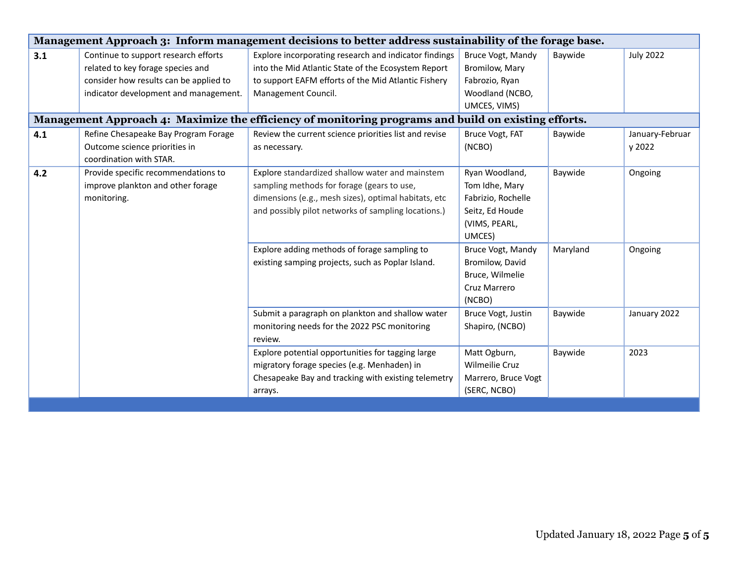| | | | | | |
|---|---|---|---|---|---|
| **Management Approach 3: Inform management decisions to better address sustainability of the forage base.** | | | | | |
| **3.1** | Continue to support research efforts related to key forage species and consider how results can be applied to indicator development and management. | Explore incorporating research and indicator findings into the Mid Atlantic State of the Ecosystem Report to support EAFM efforts of the Mid Atlantic Fishery Management Council. | Bruce Vogt, Mandy Bromilow, Mary Fabrozio, Ryan Woodland (NCBO, UMCES, VIMS) | Baywide | July 2022 |
| **Management Approach 4: Maximize the efficiency of monitoring programs and build on existing efforts.** | | | | | |
| **4.1** | Refine Chesapeake Bay Program Forage Outcome science priorities in coordination with STAR. | Review the current science priorities list and revise as necessary. | Bruce Vogt, FAT (NCBO) | Baywide | January-February 2022 |
| **4.2** | Provide specific recommendations to improve plankton and other forage monitoring. | Explore standardized shallow water and mainstem sampling methods for forage (gears to use, dimensions (e.g., mesh sizes), optimal habitats, etc and possibly pilot networks of sampling locations.) | Ryan Woodland, Tom Idhe, Mary Fabrizio, Rochelle Seitz, Ed Houde (VIMS, PEARL, UMCES) | Baywide | Ongoing |
| | | Explore adding methods of forage sampling to existing samping projects, such as Poplar Island. | Bruce Vogt, Mandy Bromilow, David Bruce, Wilmelie Cruz Marrero (NCBO) | Maryland | Ongoing |
| | | Submit a paragraph on plankton and shallow water monitoring needs for the 2022 PSC monitoring review. | Bruce Vogt, Justin Shapiro, (NCBO) | Baywide | January 2022 |
| | | Explore potential opportunities for tagging large migratory forage species (e.g. Menhaden) in Chesapeake Bay and tracking with existing telemetry arrays. | Matt Ogburn, Wilmeilie Cruz Marrero, Bruce Vogt (SERC, NCBO) | Baywide | 2023 |

Updated January 18, 2022